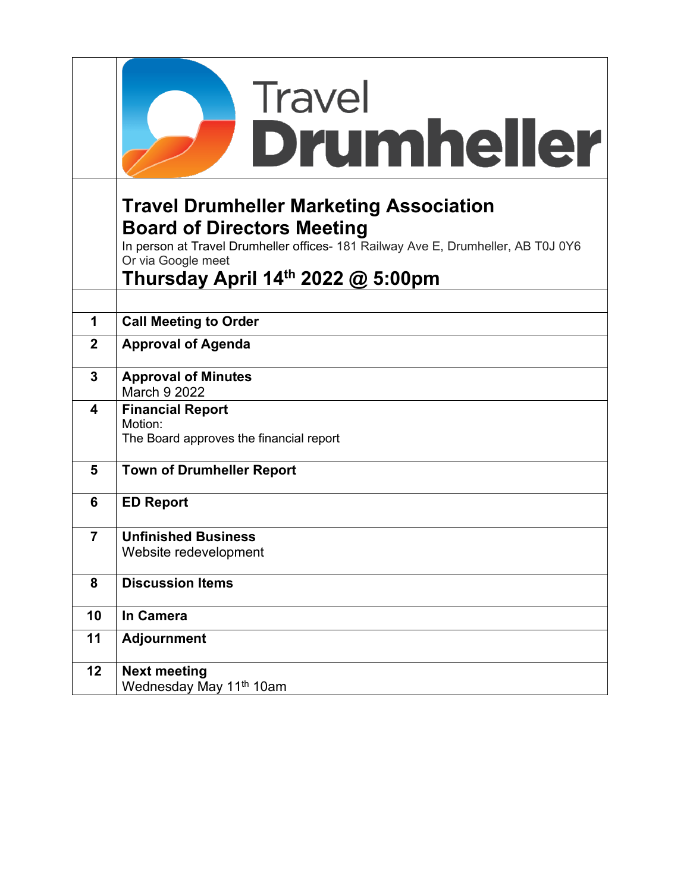Travel Drumheller

# Travel Drumheller Marketing Association
## Board of Directors Meeting

In person at Travel Drumheller offices- 181 Railway Ave E, Drumheller, AB T0J 0Y6
Or via Google meet

## Thursday April 14th 2022 @ 5:00pm

| | |
|---|---|
| 1 | **Call Meeting to Order** |
| 2 | **Approval of Agenda** |
| 3 | **Approval of Minutes**<br>March 9 2022 |
| 4 | **Financial Report**<br>Motion:<br>The Board approves the financial report |
| 5 | **Town of Drumheller Report** |
| 6 | **ED Report** |
| 7 | **Unfinished Business**<br>Website redevelopment |
| 8 | **Discussion Items** |
| 10 | **In Camera** |
| 11 | **Adjournment** |
| 12 | **Next meeting**<br>Wednesday May 11th 10am |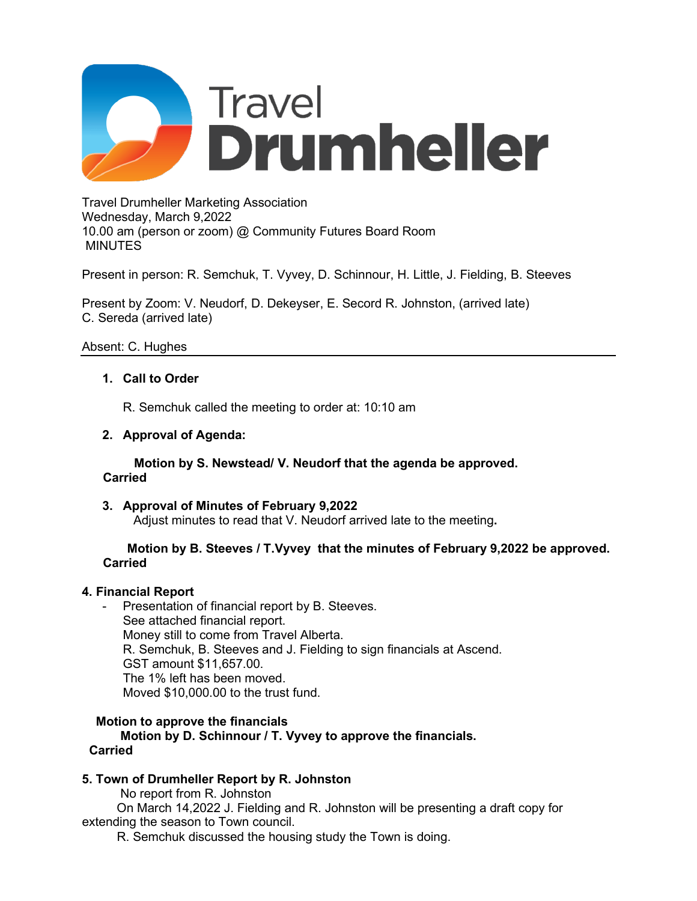Travel Drumheller Marketing Association
Wednesday, March 9,2022
10.00 am (person or zoom) @ Community Futures Board Room
MINUTES

Present in person: R. Semchuk, T. Vyvey, D. Schinnour, H. Little, J. Fielding, B. Steeves

Present by Zoom: V. Neudorf, D. Dekeyser, E. Secord R. Johnston, (arrived late)
C. Sereda (arrived late)

Absent: C. Hughes

---

1. **Call to Order**

   R. Semchuk called the meeting to order at: 10:10 am

2. **Approval of Agenda:**

   **Motion by S. Newstead/ V. Neudorf that the agenda be approved.**
   **Carried**

3. **Approval of Minutes of February 9,2022**
   Adjust minutes to read that V. Neudorf arrived late to the meeting.

   **Motion by B. Steeves / T.Vyvey that the minutes of February 9,2022 be approved.**
   **Carried**

**4. Financial Report**

- Presentation of financial report by B. Steeves.
  See attached financial report.
  Money still to come from Travel Alberta.
  R. Semchuk, B. Steeves and J. Fielding to sign financials at Ascend.
  GST amount $11,657.00.
  The 1% left has been moved.
  Moved $10,000.00 to the trust fund.

**Motion to approve the financials**
**Motion by D. Schinnour / T. Vyvey to approve the financials.**
**Carried**

**5. Town of Drumheller Report by R. Johnston**

No report from R. Johnston
On March 14,2022 J. Fielding and R. Johnston will be presenting a draft copy for extending the season to Town council.
R. Semchuk discussed the housing study the Town is doing.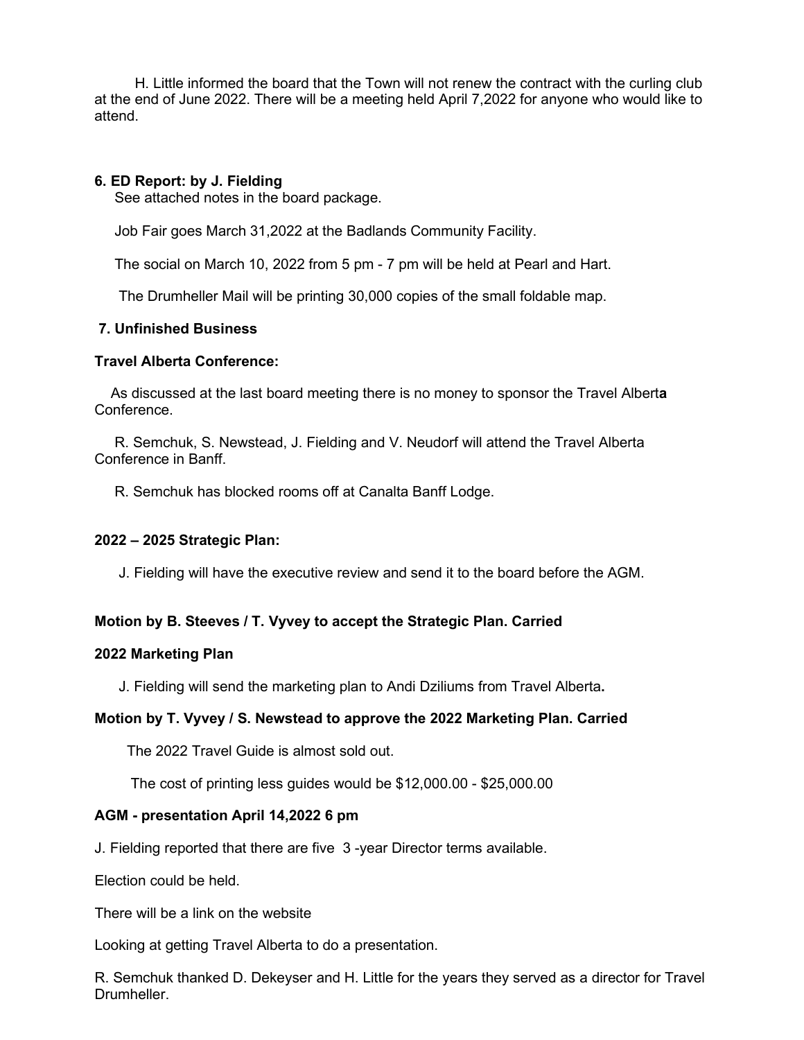H. Little informed the board that the Town will not renew the contract with the curling club at the end of June 2022. There will be a meeting held April 7,2022 for anyone who would like to attend.

**6. ED Report: by J. Fielding**

See attached notes in the board package.

Job Fair goes March 31,2022 at the Badlands Community Facility.

The social on March 10, 2022 from 5 pm - 7 pm will be held at Pearl and Hart.

The Drumheller Mail will be printing 30,000 copies of the small foldable map.

**7. Unfinished Business**

**Travel Alberta Conference:**

As discussed at the last board meeting there is no money to sponsor the Travel Albert**a** Conference.

R. Semchuk, S. Newstead, J. Fielding and V. Neudorf will attend the Travel Alberta Conference in Banff.

R. Semchuk has blocked rooms off at Canalta Banff Lodge.

**2022 – 2025 Strategic Plan:**

J. Fielding will have the executive review and send it to the board before the AGM.

**Motion by B. Steeves / T. Vyvey to accept the Strategic Plan. Carried**

**2022 Marketing Plan**

J. Fielding will send the marketing plan to Andi Dziliums from Travel Alberta**.**

**Motion by T. Vyvey / S. Newstead to approve the 2022 Marketing Plan. Carried**

The 2022 Travel Guide is almost sold out.

The cost of printing less guides would be $12,000.00 - $25,000.00

**AGM - presentation April 14,2022 6 pm**

J. Fielding reported that there are five 3 -year Director terms available.

Election could be held.

There will be a link on the website

Looking at getting Travel Alberta to do a presentation.

R. Semchuk thanked D. Dekeyser and H. Little for the years they served as a director for Travel Drumheller.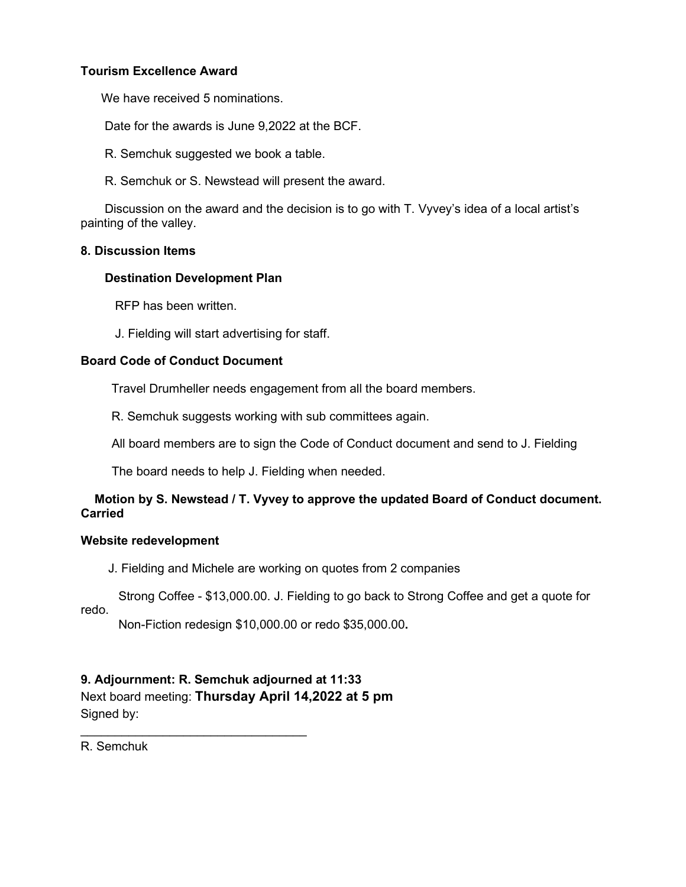**Tourism Excellence Award**

We have received 5 nominations.

Date for the awards is June 9,2022 at the BCF.

R. Semchuk suggested we book a table.

R. Semchuk or S. Newstead will present the award.

Discussion on the award and the decision is to go with T. Vyvey's idea of a local artist's painting of the valley.

**8. Discussion Items**

**Destination Development Plan**

RFP has been written.

J. Fielding will start advertising for staff.

**Board Code of Conduct Document**

Travel Drumheller needs engagement from all the board members.

R. Semchuk suggests working with sub committees again.

All board members are to sign the Code of Conduct document and send to J. Fielding

The board needs to help J. Fielding when needed.

**Motion by S. Newstead / T. Vyvey to approve the updated Board of Conduct document. Carried**

**Website redevelopment**

J. Fielding and Michele are working on quotes from 2 companies

Strong Coffee - $13,000.00. J. Fielding to go back to Strong Coffee and get a quote for redo.

Non-Fiction redesign $10,000.00 or redo $35,000.00**.**

**9. Adjournment: R. Semchuk adjourned at 11:33**

Next board meeting: **Thursday April 14,2022 at 5 pm**

Signed by:

________________________________

R. Semchuk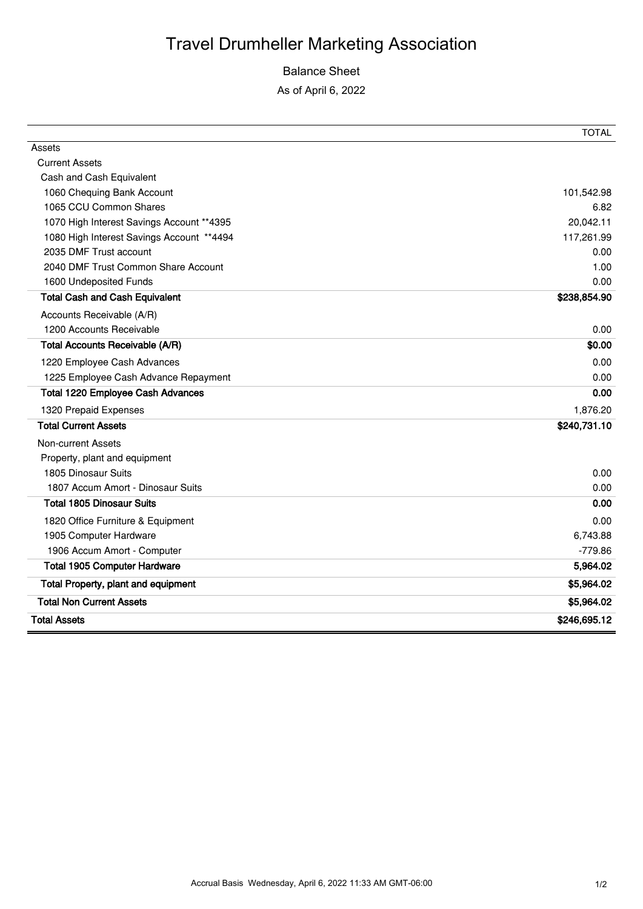# Travel Drumheller Marketing Association

Balance Sheet

As of April 6, 2022

| | TOTAL |
|---|---|
| Assets | |
| Current Assets | |
| Cash and Cash Equivalent | |
| 1060 Chequing Bank Account | 101,542.98 |
| 1065 CCU Common Shares | 6.82 |
| 1070 High Interest Savings Account **4395 | 20,042.11 |
| 1080 High Interest Savings Account **4494 | 117,261.99 |
| 2035 DMF Trust account | 0.00 |
| 2040 DMF Trust Common Share Account | 1.00 |
| 1600 Undeposited Funds | 0.00 |
| **Total Cash and Cash Equivalent** | **$238,854.90** |
| Accounts Receivable (A/R) | |
| 1200 Accounts Receivable | 0.00 |
| **Total Accounts Receivable (A/R)** | **$0.00** |
| 1220 Employee Cash Advances | 0.00 |
| 1225 Employee Cash Advance Repayment | 0.00 |
| **Total 1220 Employee Cash Advances** | **0.00** |
| 1320 Prepaid Expenses | 1,876.20 |
| **Total Current Assets** | **$240,731.10** |
| Non-current Assets | |
| Property, plant and equipment | |
| 1805 Dinosaur Suits | 0.00 |
| 1807 Accum Amort - Dinosaur Suits | 0.00 |
| **Total 1805 Dinosaur Suits** | **0.00** |
| 1820 Office Furniture & Equipment | 0.00 |
| 1905 Computer Hardware | 6,743.88 |
| 1906 Accum Amort - Computer | -779.86 |
| **Total 1905 Computer Hardware** | **5,964.02** |
| **Total Property, plant and equipment** | **$5,964.02** |
| **Total Non Current Assets** | **$5,964.02** |
| **Total Assets** | **$246,695.12** |

Accrual Basis Wednesday, April 6, 2022 11:33 AM GMT-06:00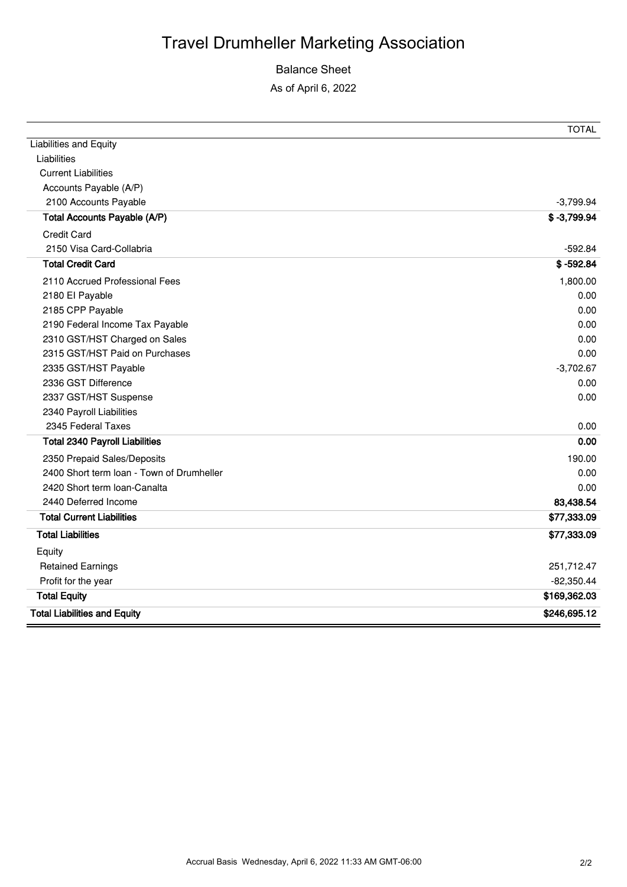# Travel Drumheller Marketing Association

Balance Sheet

As of April 6, 2022

| | TOTAL |
|---|---|
| Liabilities and Equity | |
| Liabilities | |
| Current Liabilities | |
| Accounts Payable (A/P) | |
| 2100 Accounts Payable | -3,799.94 |
| **Total Accounts Payable (A/P)** | **$ -3,799.94** |
| Credit Card | |
| 2150 Visa Card-Collabria | -592.84 |
| **Total Credit Card** | **$ -592.84** |
| 2110 Accrued Professional Fees | 1,800.00 |
| 2180 EI Payable | 0.00 |
| 2185 CPP Payable | 0.00 |
| 2190 Federal Income Tax Payable | 0.00 |
| 2310 GST/HST Charged on Sales | 0.00 |
| 2315 GST/HST Paid on Purchases | 0.00 |
| 2335 GST/HST Payable | -3,702.67 |
| 2336 GST Difference | 0.00 |
| 2337 GST/HST Suspense | 0.00 |
| 2340 Payroll Liabilities | |
| 2345 Federal Taxes | 0.00 |
| **Total 2340 Payroll Liabilities** | **0.00** |
| 2350 Prepaid Sales/Deposits | 190.00 |
| 2400 Short term loan - Town of Drumheller | 0.00 |
| 2420 Short term loan-Canalta | 0.00 |
| 2440 Deferred Income | **83,438.54** |
| **Total Current Liabilities** | **$77,333.09** |
| **Total Liabilities** | **$77,333.09** |
| Equity | |
| Retained Earnings | 251,712.47 |
| Profit for the year | -82,350.44 |
| **Total Equity** | **$169,362.03** |
| **Total Liabilities and Equity** | **$246,695.12** |

Accrual Basis Wednesday, April 6, 2022 11:33 AM GMT-06:00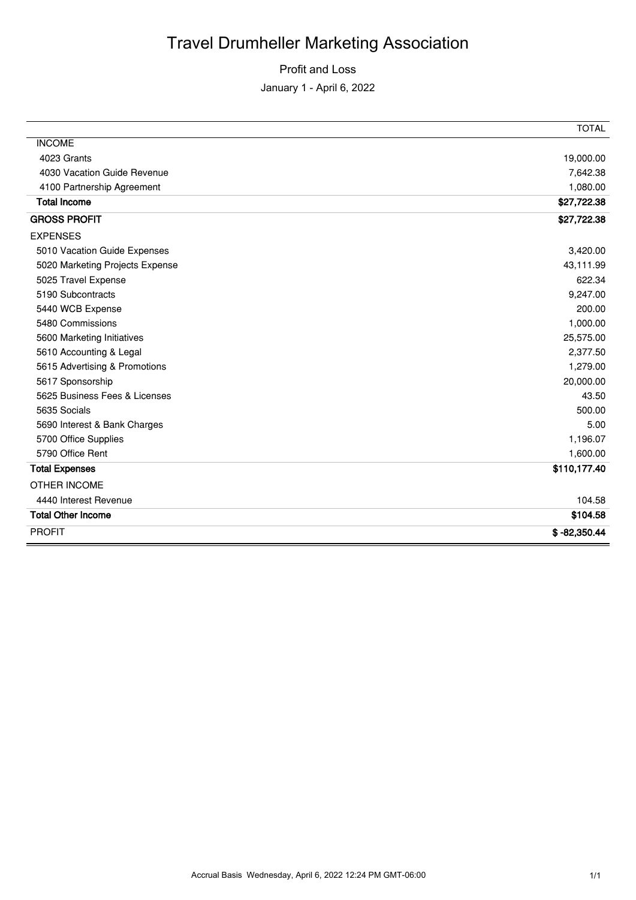# Travel Drumheller Marketing Association

Profit and Loss

January 1 - April 6, 2022

| | TOTAL |
|---|---|
| INCOME | |
| 4023 Grants | 19,000.00 |
| 4030 Vacation Guide Revenue | 7,642.38 |
| 4100 Partnership Agreement | 1,080.00 |
| **Total Income** | **$27,722.38** |
| **GROSS PROFIT** | **$27,722.38** |
| EXPENSES | |
| 5010 Vacation Guide Expenses | 3,420.00 |
| 5020 Marketing Projects Expense | 43,111.99 |
| 5025 Travel Expense | 622.34 |
| 5190 Subcontracts | 9,247.00 |
| 5440 WCB Expense | 200.00 |
| 5480 Commissions | 1,000.00 |
| 5600 Marketing Initiatives | 25,575.00 |
| 5610 Accounting & Legal | 2,377.50 |
| 5615 Advertising & Promotions | 1,279.00 |
| 5617 Sponsorship | 20,000.00 |
| 5625 Business Fees & Licenses | 43.50 |
| 5635 Socials | 500.00 |
| 5690 Interest & Bank Charges | 5.00 |
| 5700 Office Supplies | 1,196.07 |
| 5790 Office Rent | 1,600.00 |
| **Total Expenses** | **$110,177.40** |
| OTHER INCOME | |
| 4440 Interest Revenue | 104.58 |
| **Total Other Income** | **$104.58** |
| PROFIT | **$ -82,350.44** |

Accrual Basis Wednesday, April 6, 2022 12:24 PM GMT-06:00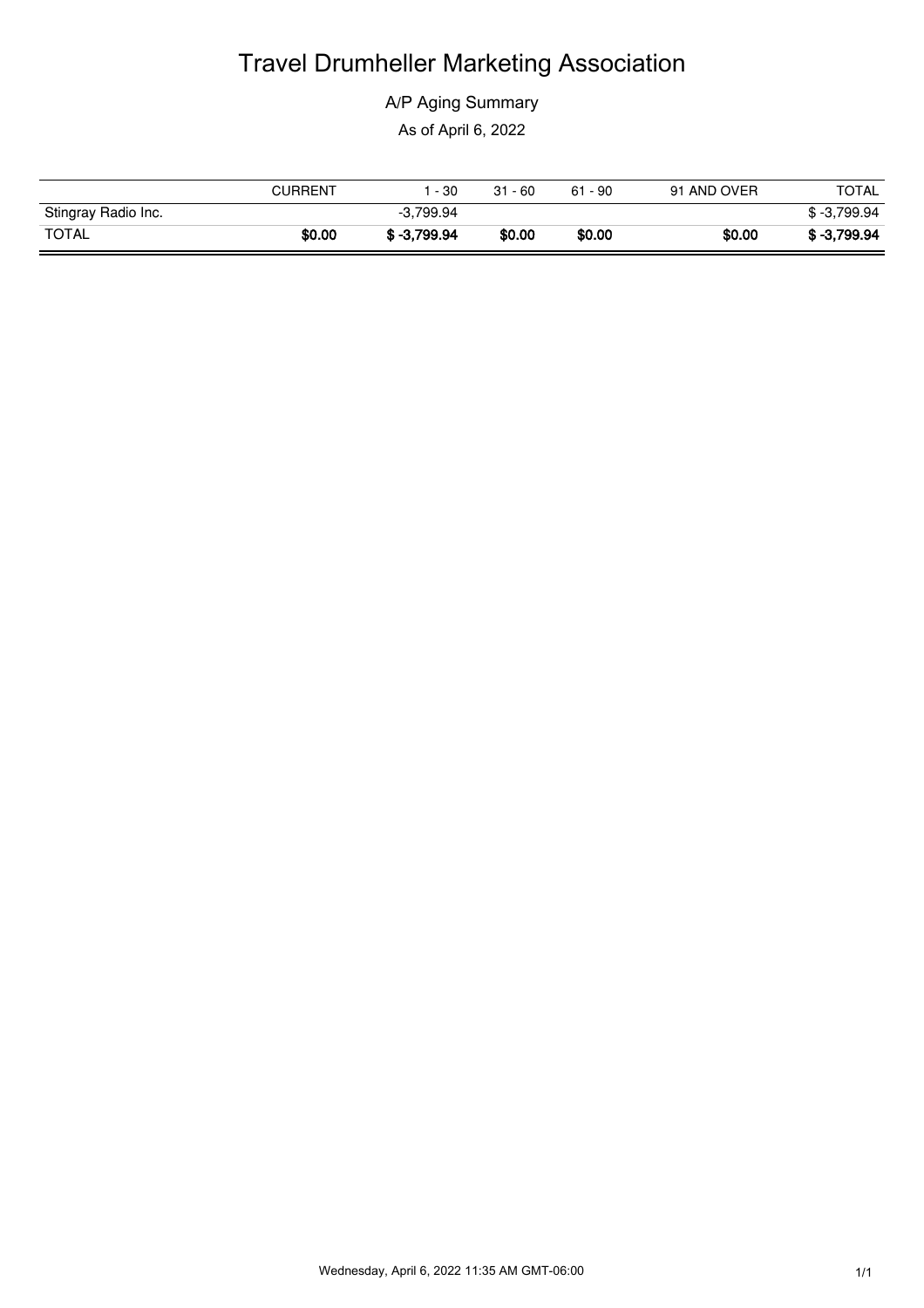# Travel Drumheller Marketing Association

A/P Aging Summary

As of April 6, 2022

| | CURRENT | 1 - 30 | 31 - 60 | 61 - 90 | 91 AND OVER | TOTAL |
|---|---|---|---|---|---|---|
| Stingray Radio Inc. | | -3,799.94 | | | | $ -3,799.94 |
| TOTAL | **$0.00** | **$ -3,799.94** | **$0.00** | **$0.00** | **$0.00** | **$ -3,799.94** |

Wednesday, April 6, 2022 11:35 AM GMT-06:00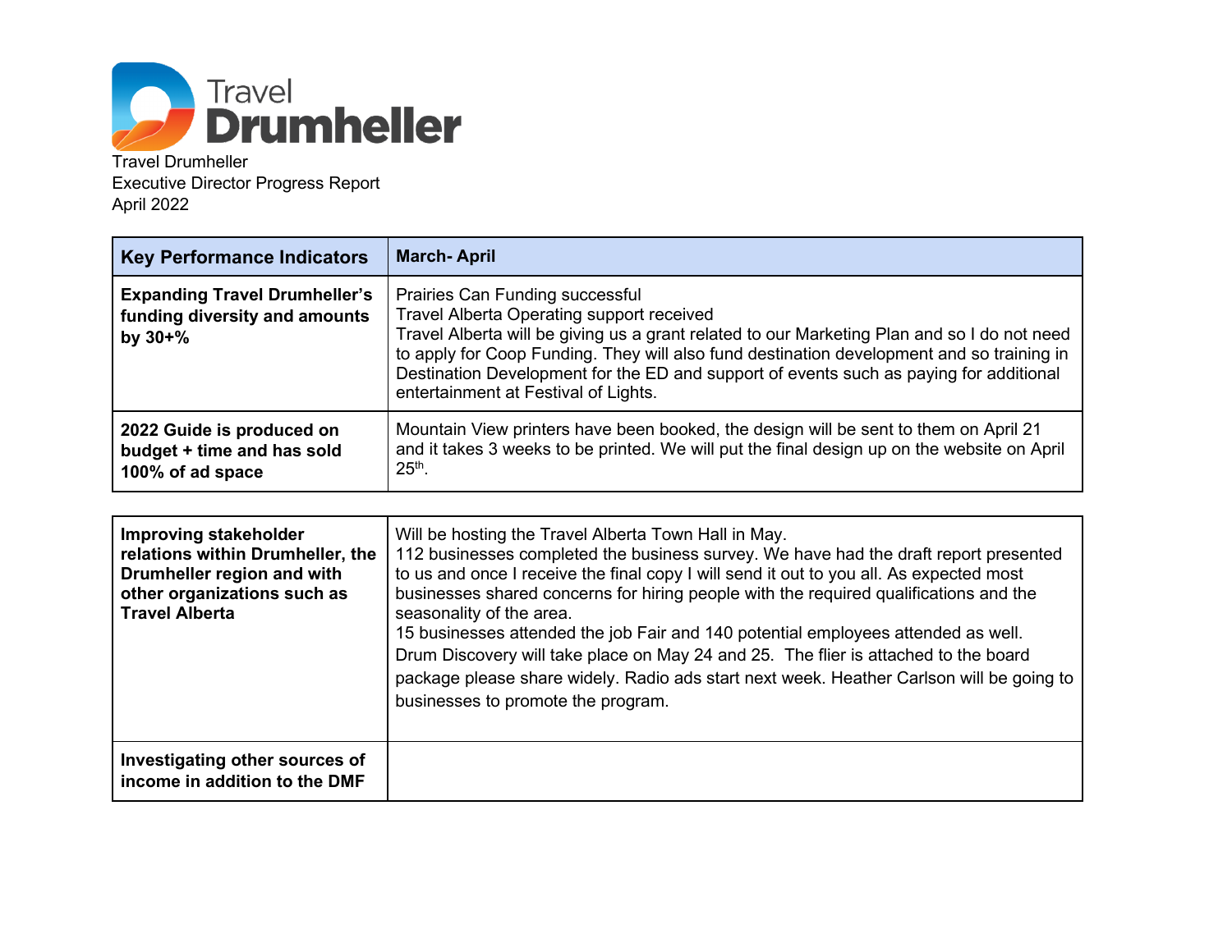Travel Drumheller
Executive Director Progress Report
April 2022

| Key Performance Indicators | March- April |
|---|---|
| **Expanding Travel Drumheller's funding diversity and amounts by 30+%** | Prairies Can Funding successful<br>Travel Alberta Operating support received<br>Travel Alberta will be giving us a grant related to our Marketing Plan and so I do not need to apply for Coop Funding. They will also fund destination development and so training in Destination Development for the ED and support of events such as paying for additional entertainment at Festival of Lights. |
| **2022 Guide is produced on budget + time and has sold 100% of ad space** | Mountain View printers have been booked, the design will be sent to them on April 21 and it takes 3 weeks to be printed. We will put the final design up on the website on April 25th. |

| | |
|---|---|
| **Improving stakeholder relations within Drumheller, the Drumheller region and with other organizations such as Travel Alberta** | Will be hosting the Travel Alberta Town Hall in May.<br>112 businesses completed the business survey. We have had the draft report presented to us and once I receive the final copy I will send it out to you all. As expected most businesses shared concerns for hiring people with the required qualifications and the seasonality of the area.<br>15 businesses attended the job Fair and 140 potential employees attended as well.<br>Drum Discovery will take place on May 24 and 25. The flier is attached to the board package please share widely. Radio ads start next week. Heather Carlson will be going to businesses to promote the program. |
| **Investigating other sources of income in addition to the DMF** | |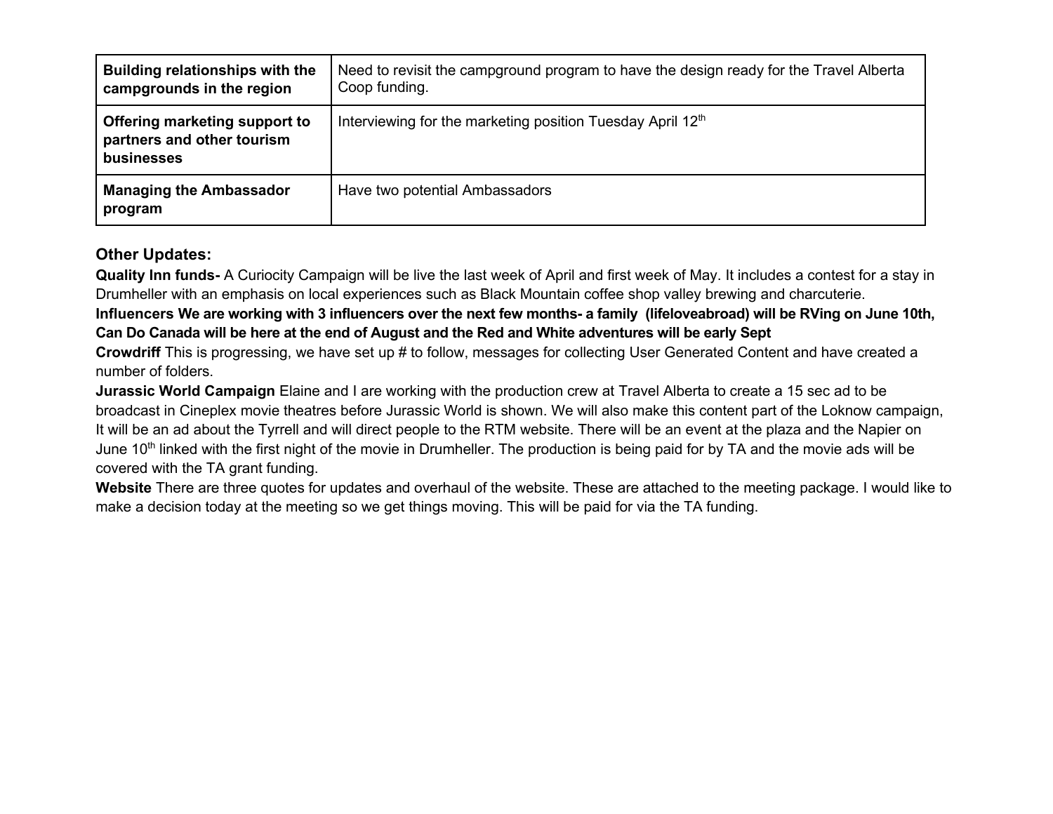| **Building relationships with the campgrounds in the region** | Need to revisit the campground program to have the design ready for the Travel Alberta Coop funding. |
|---|---|
| **Offering marketing support to partners and other tourism businesses** | Interviewing for the marketing position Tuesday April 12th |
| **Managing the Ambassador program** | Have two potential Ambassadors |

### Other Updates:

**Quality Inn funds-** A Curiocity Campaign will be live the last week of April and first week of May. It includes a contest for a stay in Drumheller with an emphasis on local experiences such as Black Mountain coffee shop valley brewing and charcuterie.

**Influencers We are working with 3 influencers over the next few months- a family (lifeloveabroad) will be RVing on June 10th, Can Do Canada will be here at the end of August and the Red and White adventures will be early Sept**

**Crowdriff** This is progressing, we have set up # to follow, messages for collecting User Generated Content and have created a number of folders.

**Jurassic World Campaign** Elaine and I are working with the production crew at Travel Alberta to create a 15 sec ad to be broadcast in Cineplex movie theatres before Jurassic World is shown. We will also make this content part of the Loknow campaign, It will be an ad about the Tyrrell and will direct people to the RTM website. There will be an event at the plaza and the Napier on June 10th linked with the first night of the movie in Drumheller. The production is being paid for by TA and the movie ads will be covered with the TA grant funding.

**Website** There are three quotes for updates and overhaul of the website. These are attached to the meeting package. I would like to make a decision today at the meeting so we get things moving. This will be paid for via the TA funding.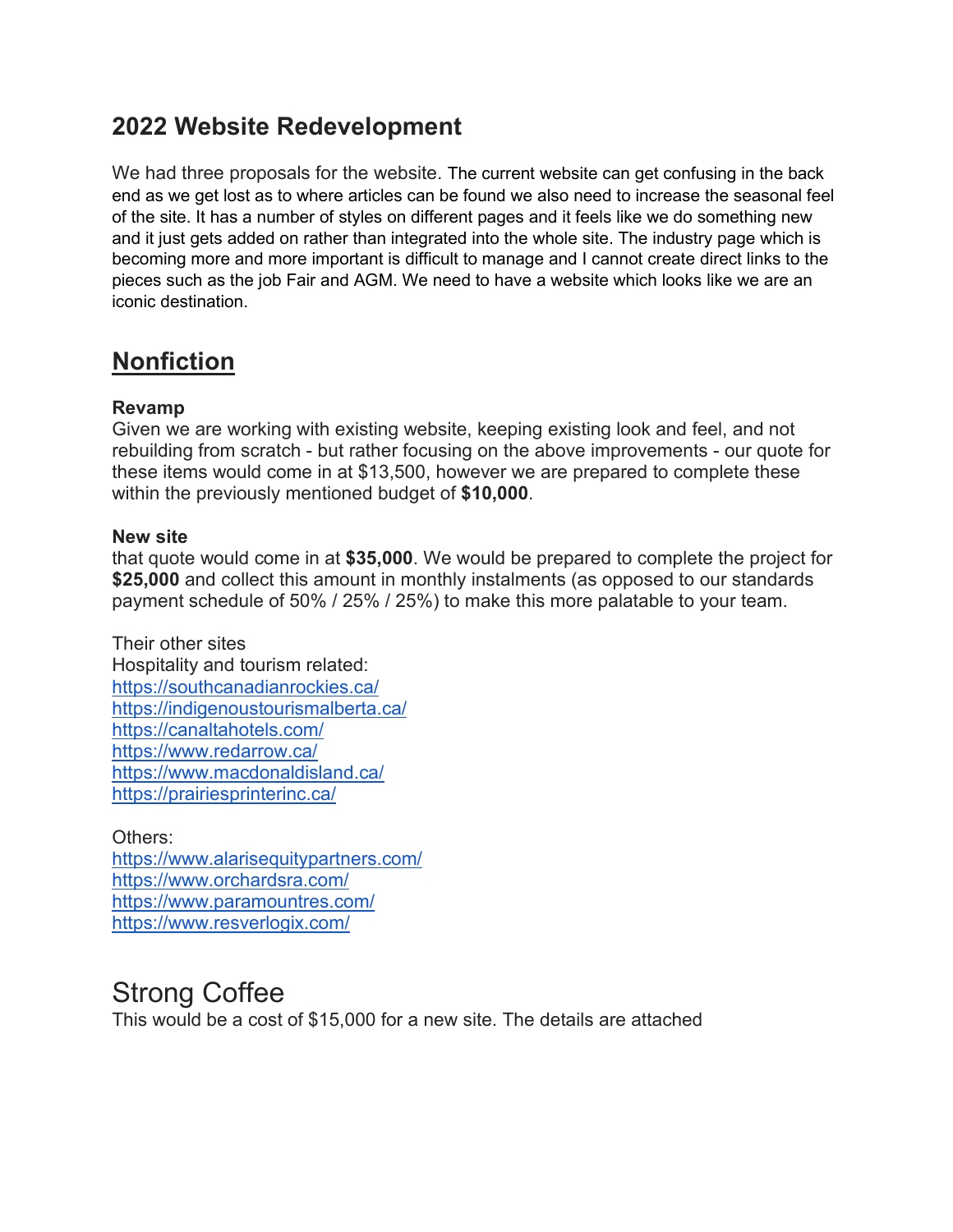## 2022 Website Redevelopment

We had three proposals for the website. The current website can get confusing in the back end as we get lost as to where articles can be found we also need to increase the seasonal feel of the site. It has a number of styles on different pages and it feels like we do something new and it just gets added on rather than integrated into the whole site. The industry page which is becoming more and more important is difficult to manage and I cannot create direct links to the pieces such as the job Fair and AGM. We need to have a website which looks like we are an iconic destination.

## Nonfiction

**Revamp**
Given we are working with existing website, keeping existing look and feel, and not rebuilding from scratch - but rather focusing on the above improvements - our quote for these items would come in at $13,500, however we are prepared to complete these within the previously mentioned budget of **$10,000**.

**New site**
that quote would come in at **$35,000**. We would be prepared to complete the project for **$25,000** and collect this amount in monthly instalments (as opposed to our standards payment schedule of 50% / 25% / 25%) to make this more palatable to your team.

Their other sites
Hospitality and tourism related:
https://southcanadianrockies.ca/
https://indigenoustourismalberta.ca/
https://canaltahotels.com/
https://www.redarrow.ca/
https://www.macdonaldisland.ca/
https://prairiesprinterinc.ca/

Others:
https://www.alarisequitypartners.com/
https://www.orchardsra.com/
https://www.paramountres.com/
https://www.resverlogix.com/

## Strong Coffee

This would be a cost of $15,000 for a new site. The details are attached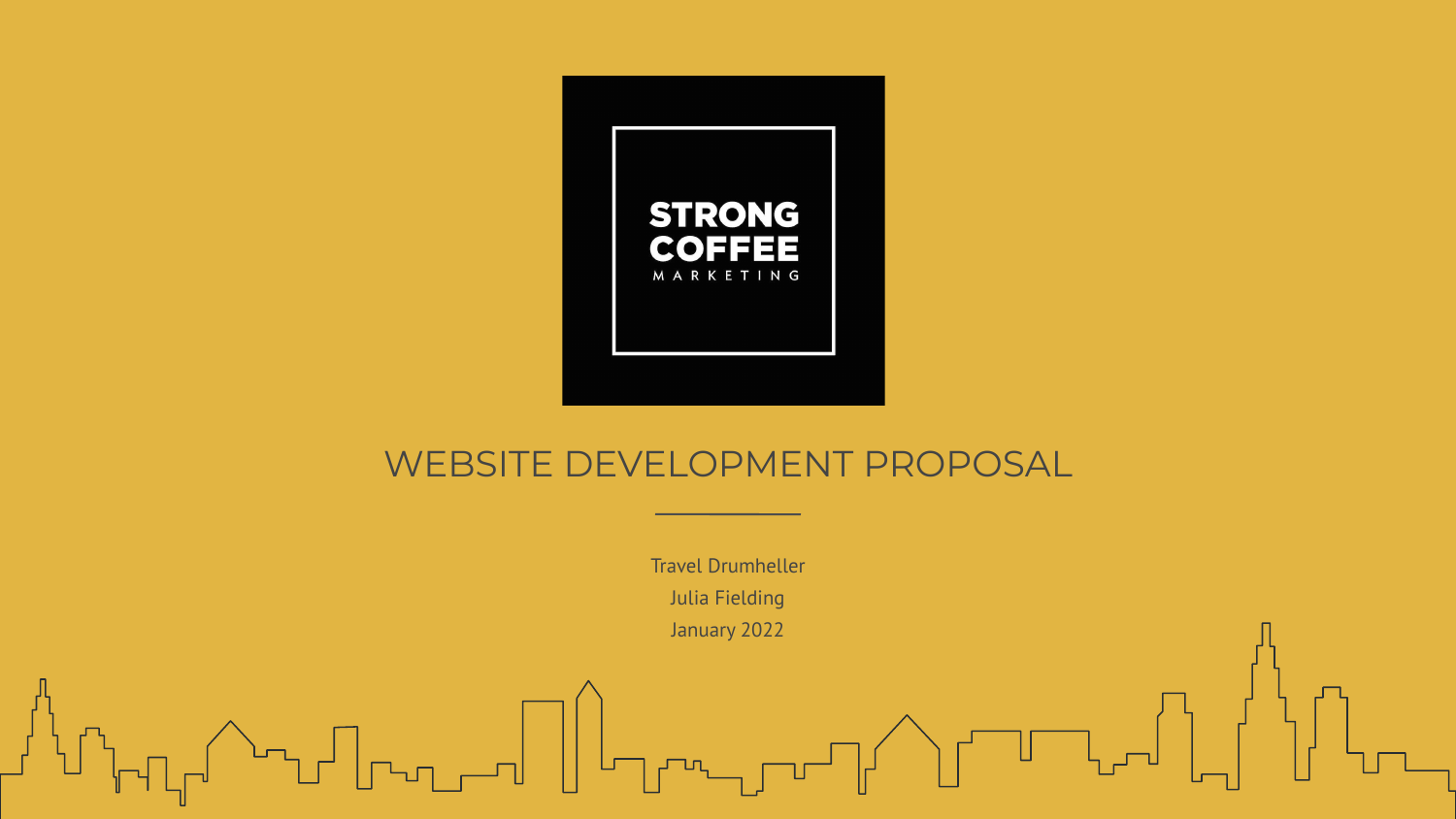STRONG COFFEE MARKETING

# WEBSITE DEVELOPMENT PROPOSAL

Travel Drumheller

Julia Fielding

January 2022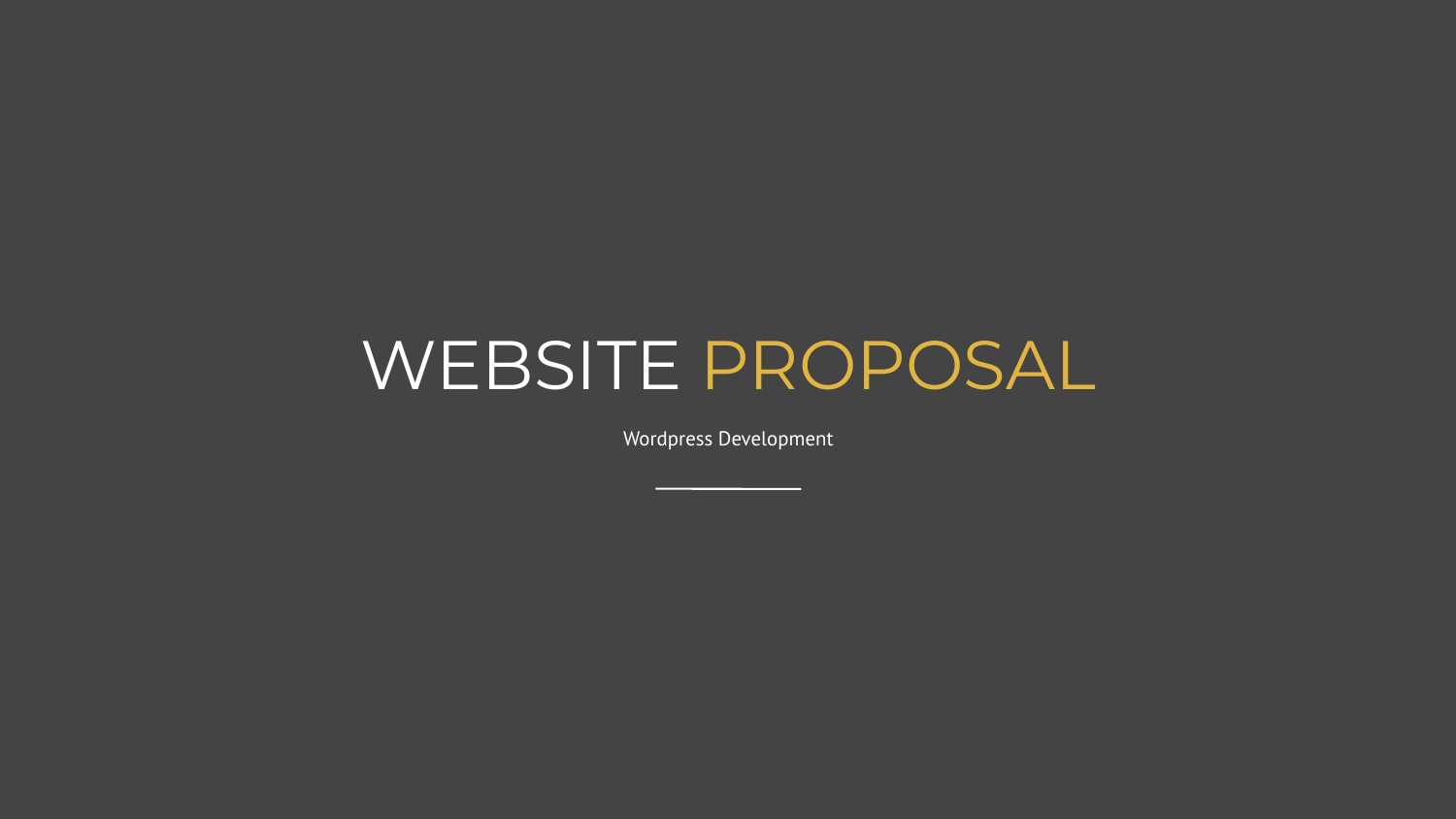# WEBSITE PROPOSAL

Wordpress Development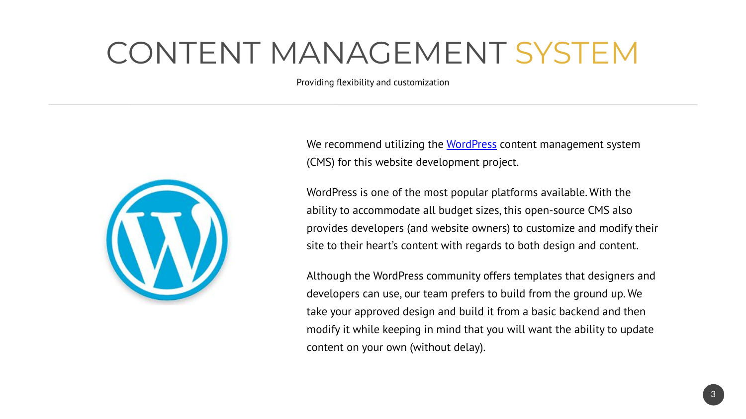# CONTENT MANAGEMENT SYSTEM

Providing flexibility and customization

We recommend utilizing the [WordPress](https://wordpress.org) content management system (CMS) for this website development project.

WordPress is one of the most popular platforms available. With the ability to accommodate all budget sizes, this open-source CMS also provides developers (and website owners) to customize and modify their site to their heart's content with regards to both design and content.

Although the WordPress community offers templates that designers and developers can use, our team prefers to build from the ground up. We take your approved design and build it from a basic backend and then modify it while keeping in mind that you will want the ability to update content on your own (without delay).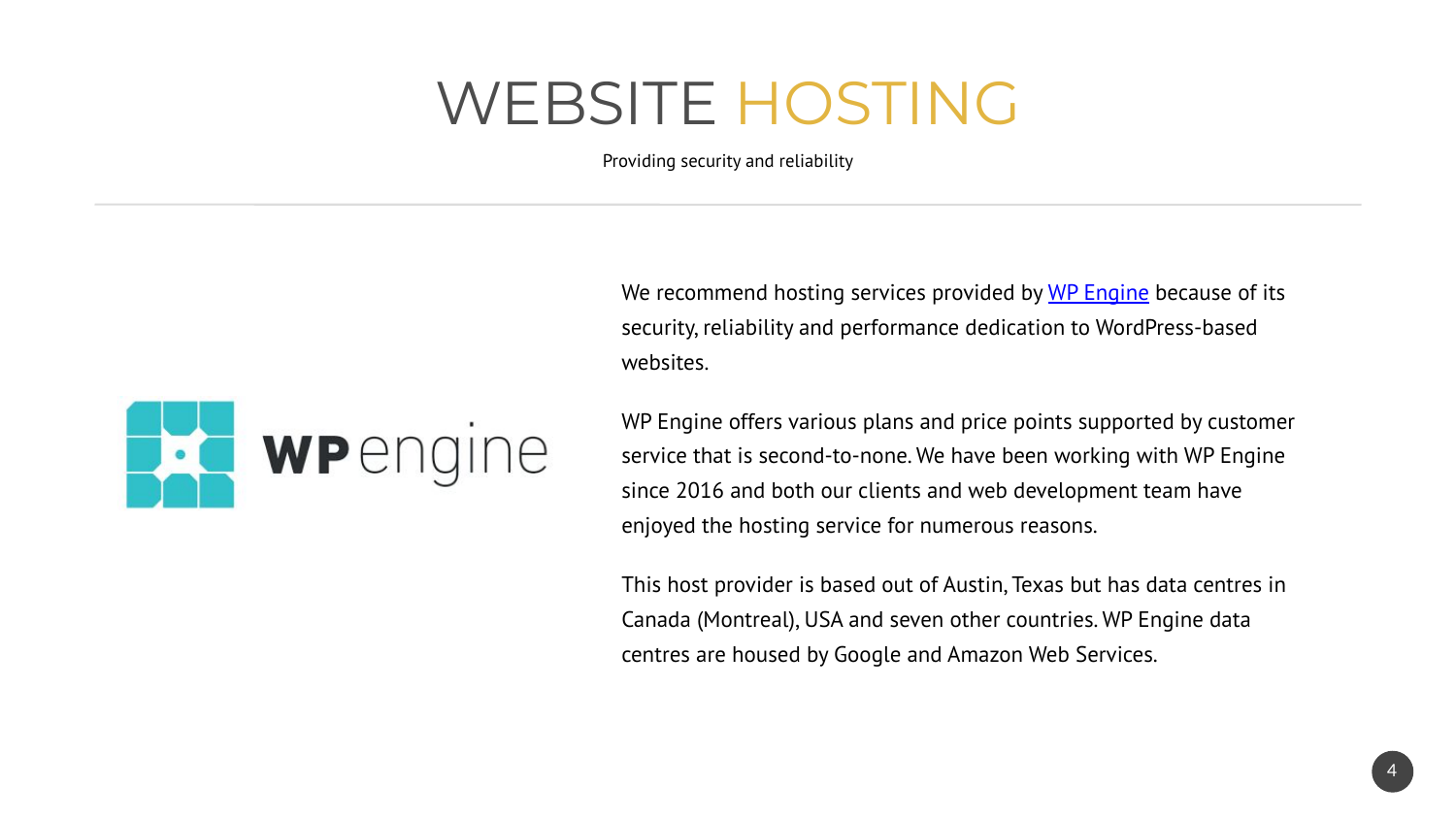# WEBSITE HOSTING

Providing security and reliability

We recommend hosting services provided by [WP Engine]() because of its security, reliability and performance dedication to WordPress-based websites.

WP Engine offers various plans and price points supported by customer service that is second-to-none. We have been working with WP Engine since 2016 and both our clients and web development team have enjoyed the hosting service for numerous reasons.

This host provider is based out of Austin, Texas but has data centres in Canada (Montreal), USA and seven other countries. WP Engine data centres are housed by Google and Amazon Web Services.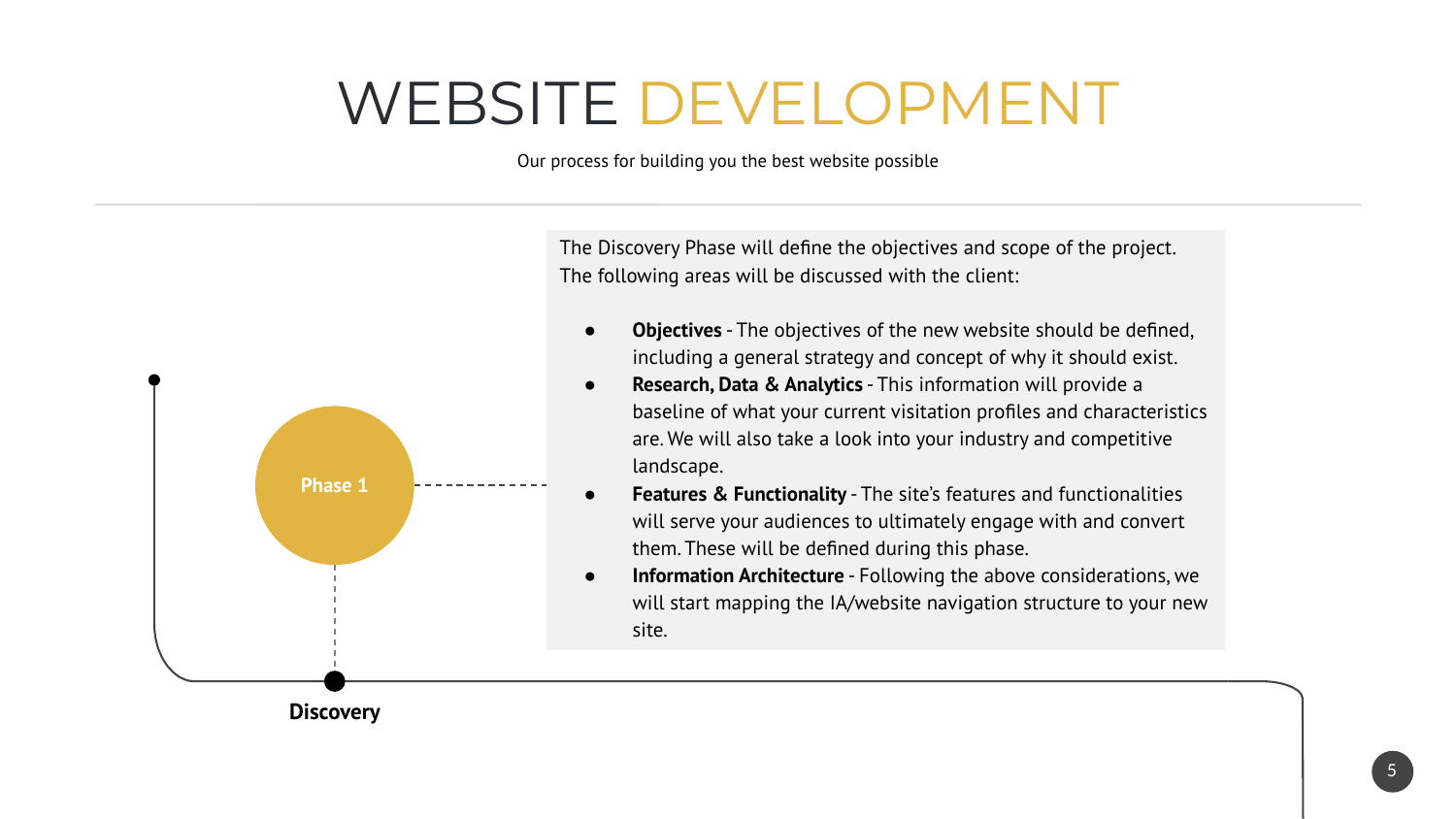# WEBSITE DEVELOPMENT

Our process for building you the best website possible

Phase 1

Discovery

The Discovery Phase will define the objectives and scope of the project. The following areas will be discussed with the client:

- **Objectives** - The objectives of the new website should be defined, including a general strategy and concept of why it should exist.
- **Research, Data & Analytics** - This information will provide a baseline of what your current visitation profiles and characteristics are. We will also take a look into your industry and competitive landscape.
- **Features & Functionality** - The site's features and functionalities will serve your audiences to ultimately engage with and convert them. These will be defined during this phase.
- **Information Architecture** - Following the above considerations, we will start mapping the IA/website navigation structure to your new site.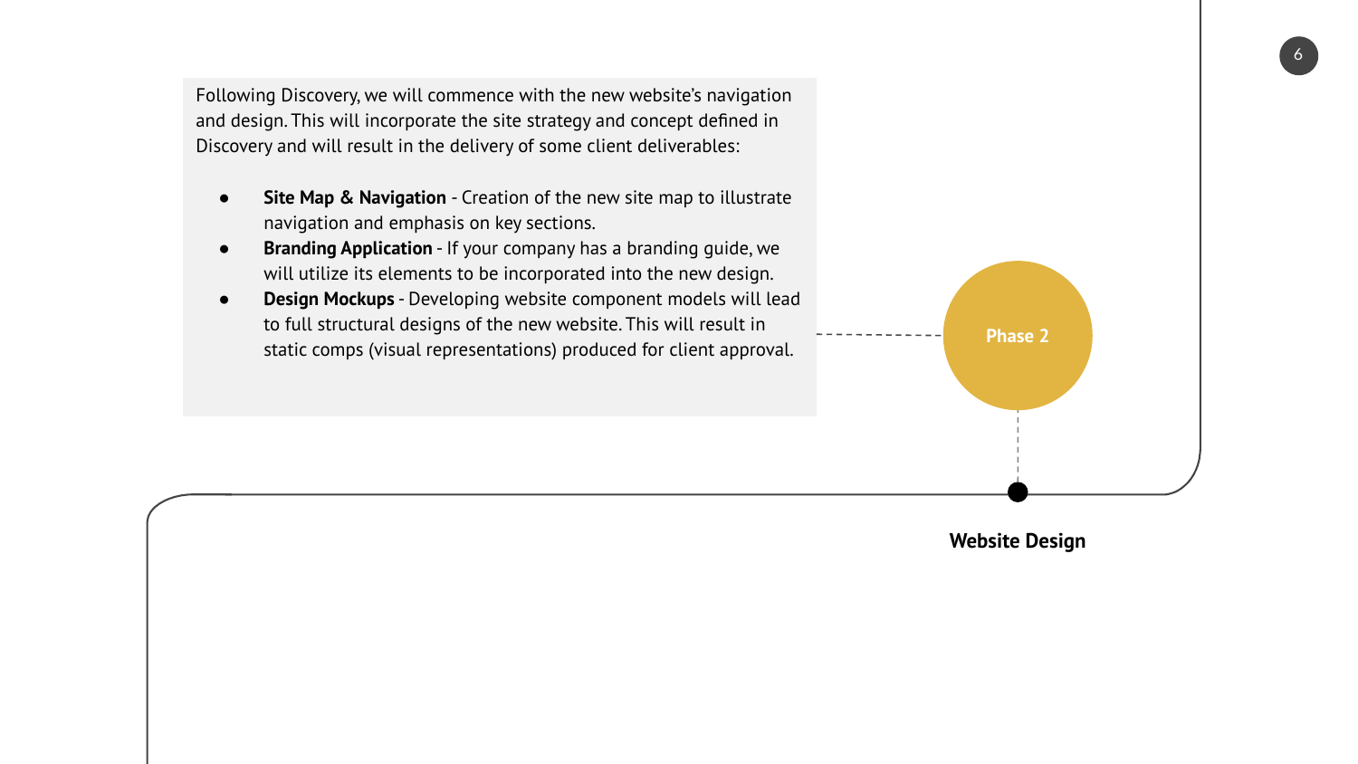## Phase 2

### Website Design

Following Discovery, we will commence with the new website's navigation and design. This will incorporate the site strategy and concept defined in Discovery and will result in the delivery of some client deliverables:

- **Site Map & Navigation** - Creation of the new site map to illustrate navigation and emphasis on key sections.
- **Branding Application** - If your company has a branding guide, we will utilize its elements to be incorporated into the new design.
- **Design Mockups** - Developing website component models will lead to full structural designs of the new website. This will result in static comps (visual representations) produced for client approval.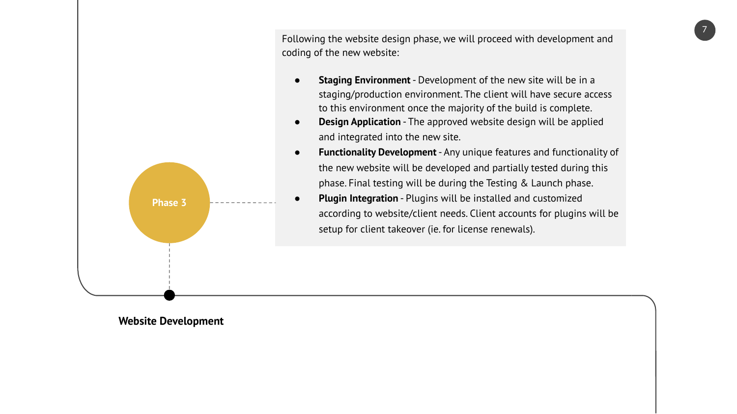**Phase 3**

## Website Development

Following the website design phase, we will proceed with development and coding of the new website:

- **Staging Environment** - Development of the new site will be in a staging/production environment. The client will have secure access to this environment once the majority of the build is complete.
- **Design Application** - The approved website design will be applied and integrated into the new site.
- **Functionality Development** - Any unique features and functionality of the new website will be developed and partially tested during this phase. Final testing will be during the Testing & Launch phase.
- **Plugin Integration** - Plugins will be installed and customized according to website/client needs. Client accounts for plugins will be setup for client takeover (ie. for license renewals).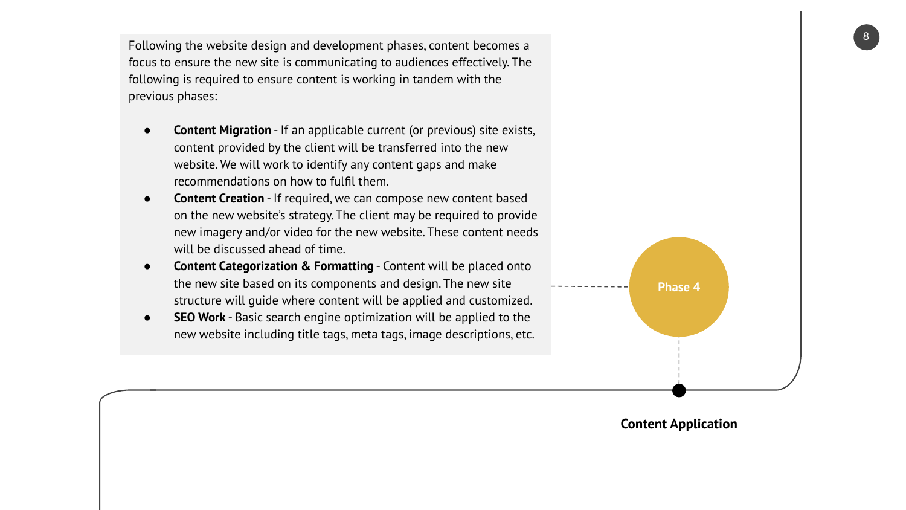## Phase 4

### Content Application

Following the website design and development phases, content becomes a focus to ensure the new site is communicating to audiences effectively. The following is required to ensure content is working in tandem with the previous phases:

- **Content Migration** - If an applicable current (or previous) site exists, content provided by the client will be transferred into the new website. We will work to identify any content gaps and make recommendations on how to fulfil them.
- **Content Creation** - If required, we can compose new content based on the new website's strategy. The client may be required to provide new imagery and/or video for the new website. These content needs will be discussed ahead of time.
- **Content Categorization & Formatting** - Content will be placed onto the new site based on its components and design. The new site structure will guide where content will be applied and customized.
- **SEO Work** - Basic search engine optimization will be applied to the new website including title tags, meta tags, image descriptions, etc.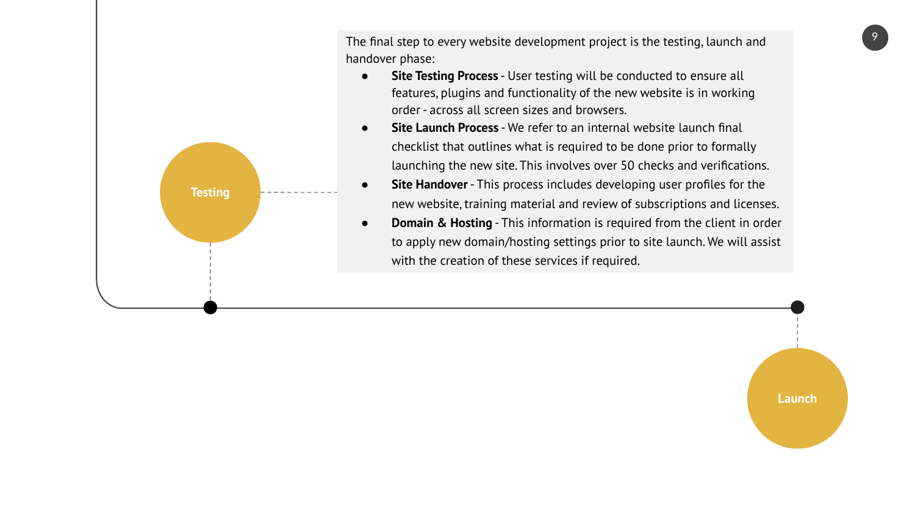Testing

The final step to every website development project is the testing, launch and handover phase:

- **Site Testing Process** - User testing will be conducted to ensure all features, plugins and functionality of the new website is in working order - across all screen sizes and browsers.
- **Site Launch Process** - We refer to an internal website launch final checklist that outlines what is required to be done prior to formally launching the new site. This involves over 50 checks and verifications.
- **Site Handover** - This process includes developing user profiles for the new website, training material and review of subscriptions and licenses.
- **Domain & Hosting** - This information is required from the client in order to apply new domain/hosting settings prior to site launch. We will assist with the creation of these services if required.

Launch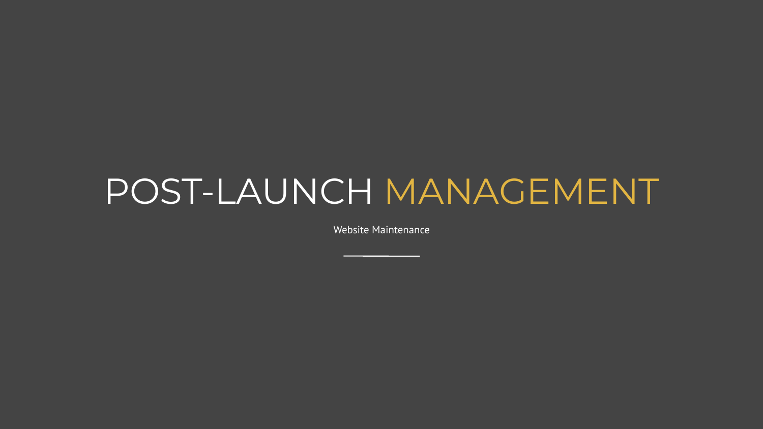# POST-LAUNCH MANAGEMENT

Website Maintenance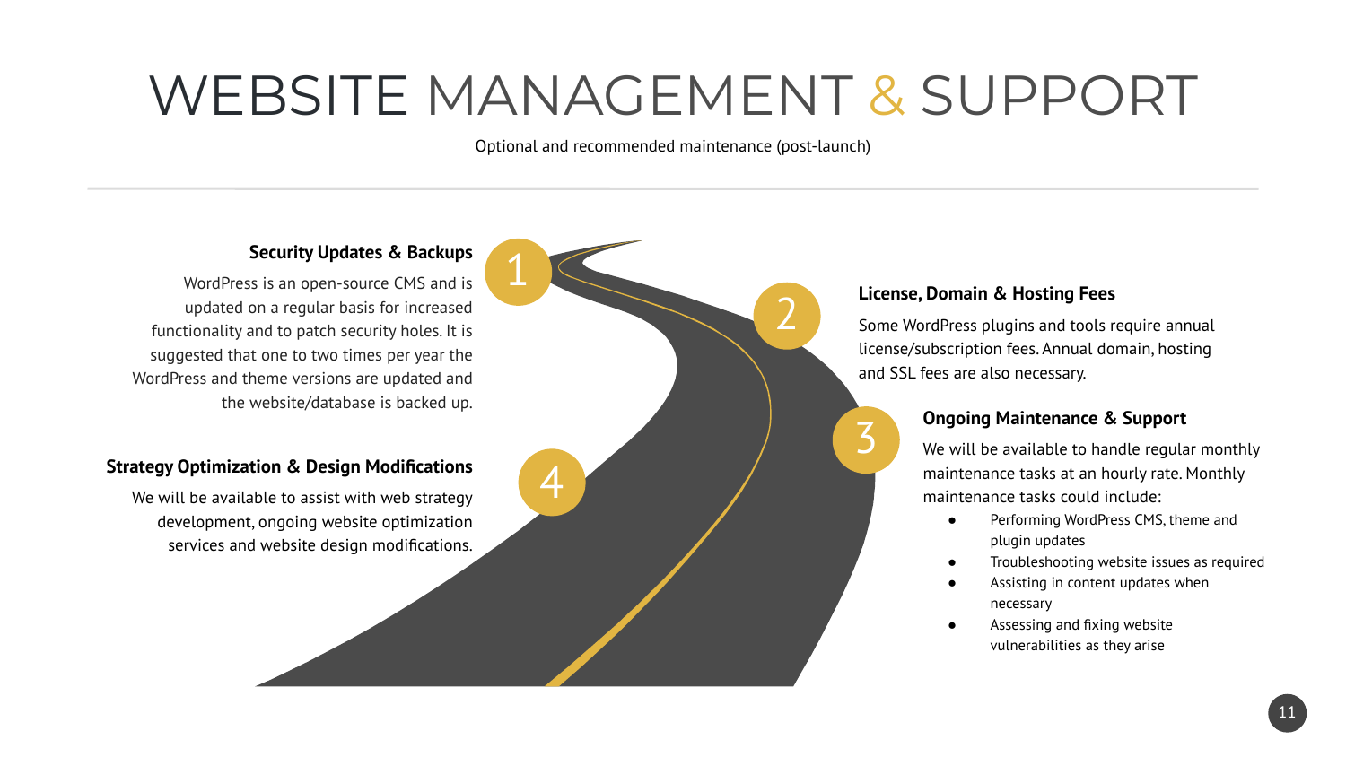# WEBSITE MANAGEMENT & SUPPORT

Optional and recommended maintenance (post-launch)

---

### 1 Security Updates & Backups

WordPress is an open-source CMS and is updated on a regular basis for increased functionality and to patch security holes. It is suggested that one to two times per year the WordPress and theme versions are updated and the website/database is backed up.

### 2 License, Domain & Hosting Fees

Some WordPress plugins and tools require annual license/subscription fees. Annual domain, hosting and SSL fees are also necessary.

### 3 Ongoing Maintenance & Support

We will be available to handle regular monthly maintenance tasks at an hourly rate. Monthly maintenance tasks could include:

- Performing WordPress CMS, theme and plugin updates
- Troubleshooting website issues as required
- Assisting in content updates when necessary
- Assessing and fixing website vulnerabilities as they arise

### 4 Strategy Optimization & Design Modifications

We will be available to assist with web strategy development, ongoing website optimization services and website design modifications.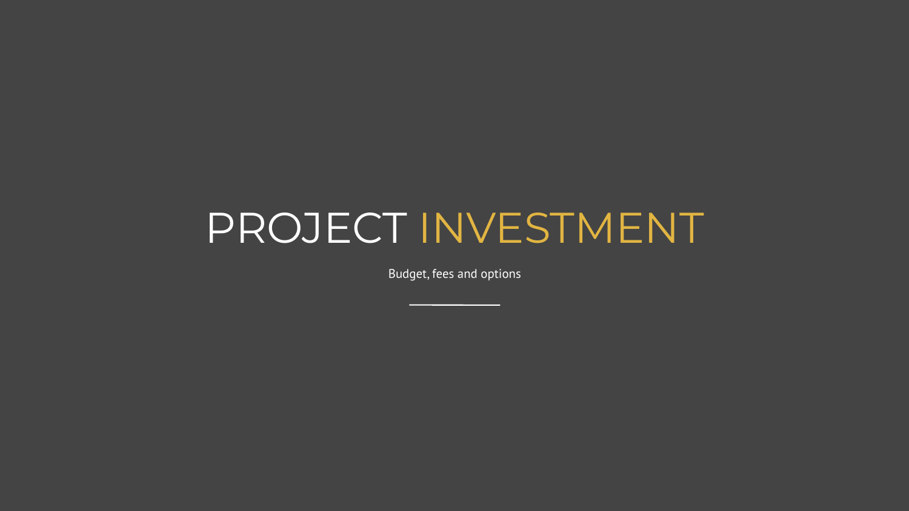# PROJECT INVESTMENT

Budget, fees and options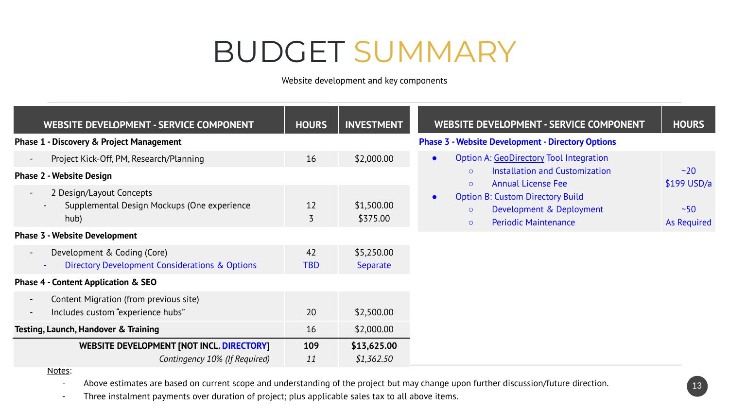# BUDGET SUMMARY

Website development and key components

| WEBSITE DEVELOPMENT - SERVICE COMPONENT | HOURS | INVESTMENT |
|---|---|---|
| **Phase 1 - Discovery & Project Management** | | |
| - Project Kick-Off, PM, Research/Planning | 16 | $2,000.00 |
| **Phase 2 - Website Design** | | |
| - 2 Design/Layout Concepts<br>- Supplemental Design Mockups (One experience hub) | 12<br>3 | $1,500.00<br>$375.00 |
| **Phase 3 - Website Development** | | |
| - Development & Coding (Core)<br>- Directory Development Considerations & Options | 42<br>TBD | $5,250.00<br>Separate |
| **Phase 4 - Content Application & SEO** | | |
| - Content Migration (from previous site)<br>- Includes custom "experience hubs" | 20 | $2,500.00 |
| **Testing, Launch, Handover & Training** | 16 | $2,000.00 |
| **WEBSITE DEVELOPMENT [NOT INCL. DIRECTORY]** | **109** | **$13,625.00** |
| *Contingency 10% (If Required)* | *11* | *$1,362.50* |

| WEBSITE DEVELOPMENT - SERVICE COMPONENT | HOURS |
|---|---|
| **Phase 3 - Website Development - Directory Options** | |
| • Option A: GeoDirectory Tool Integration | |
| ○ Installation and Customization | ~20 |
| ○ Annual License Fee | $199 USD/a |
| • Option B: Custom Directory Build | |
| ○ Development & Deployment | ~50 |
| ○ Periodic Maintenance | As Required |

Notes:

- Above estimates are based on current scope and understanding of the project but may change upon further discussion/future direction.
- Three instalment payments over duration of project; plus applicable sales tax to all above items.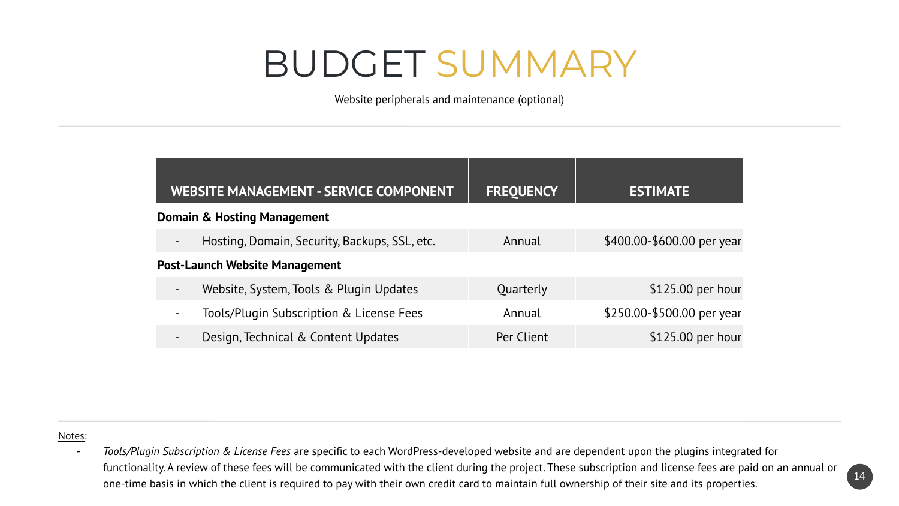# BUDGET SUMMARY

Website peripherals and maintenance (optional)

| WEBSITE MANAGEMENT - SERVICE COMPONENT | FREQUENCY | ESTIMATE |
|---|---|---|
| **Domain & Hosting Management** | | |
| - Hosting, Domain, Security, Backups, SSL, etc. | Annual | $400.00-$600.00 per year |
| **Post-Launch Website Management** | | |
| - Website, System, Tools & Plugin Updates | Quarterly | $125.00 per hour |
| - Tools/Plugin Subscription & License Fees | Annual | $250.00-$500.00 per year |
| - Design, Technical & Content Updates | Per Client | $125.00 per hour |

Notes:

- *Tools/Plugin Subscription & License Fees* are specific to each WordPress-developed website and are dependent upon the plugins integrated for functionality. A review of these fees will be communicated with the client during the project. These subscription and license fees are paid on an annual or one-time basis in which the client is required to pay with their own credit card to maintain full ownership of their site and its properties.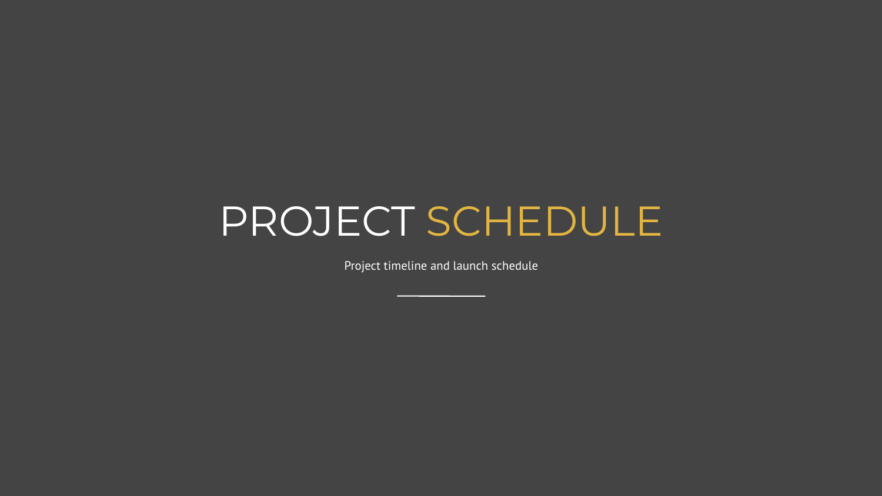# PROJECT SCHEDULE

Project timeline and launch schedule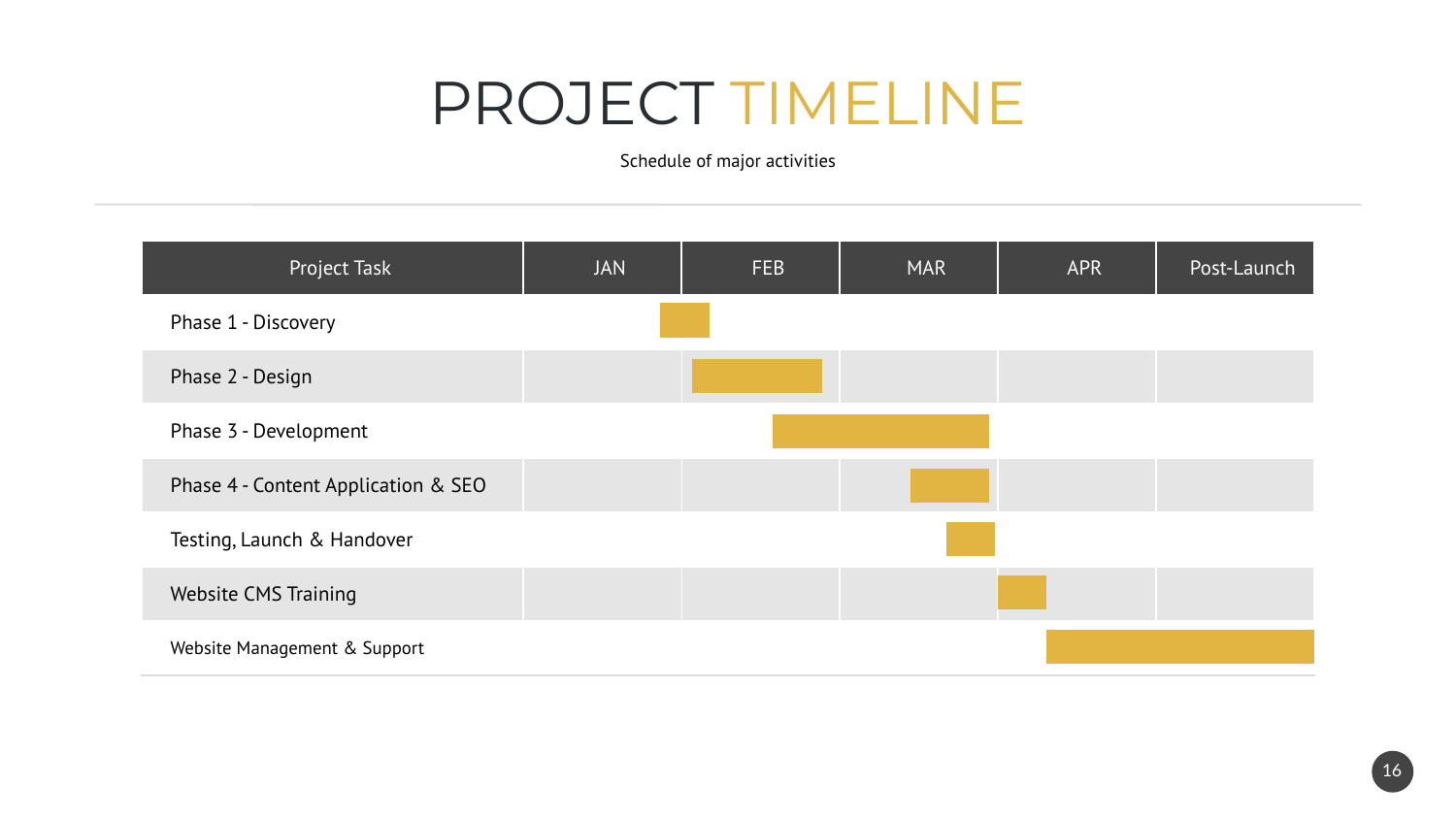# PROJECT TIMELINE

Schedule of major activities

| Project Task | JAN | FEB | MAR | APR | Post-Launch |
| --- | --- | --- | --- | --- | --- |
| Phase 1 - Discovery | | | | | |
| Phase 2 - Design | | | | | |
| Phase 3 - Development | | | | | |
| Phase 4 - Content Application & SEO | | | | | |
| Testing, Launch & Handover | | | | | |
| Website CMS Training | | | | | |
| Website Management & Support | | | | | |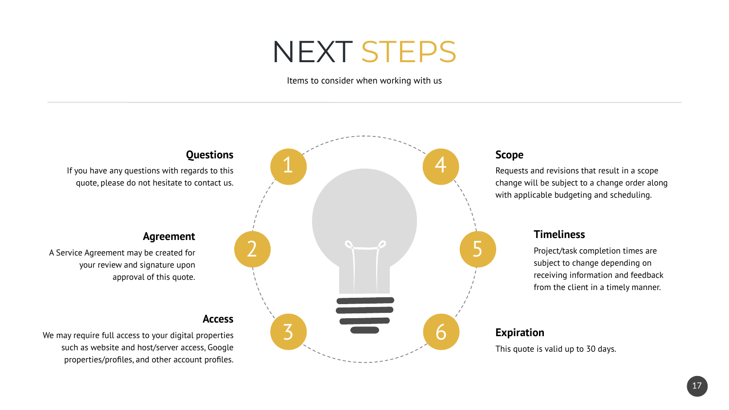# NEXT STEPS

Items to consider when working with us

### 1. Questions

If you have any questions with regards to this quote, please do not hesitate to contact us.

### 2. Agreement

A Service Agreement may be created for your review and signature upon approval of this quote.

### 3. Access

We may require full access to your digital properties such as website and host/server access, Google properties/profiles, and other account profiles.

### 4. Scope

Requests and revisions that result in a scope change will be subject to a change order along with applicable budgeting and scheduling.

### 5. Timeliness

Project/task completion times are subject to change depending on receiving information and feedback from the client in a timely manner.

### 6. Expiration

This quote is valid up to 30 days.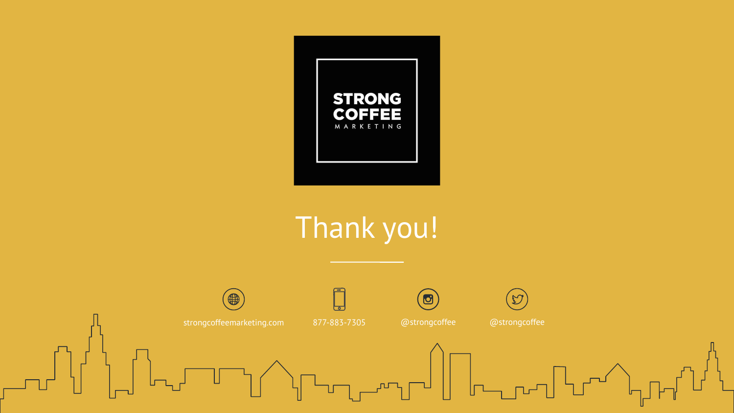STRONG COFFEE
MARKETING

# Thank you!

strongcoffeemarketing.com

877-883-7305

@strongcoffee

@strongcoffee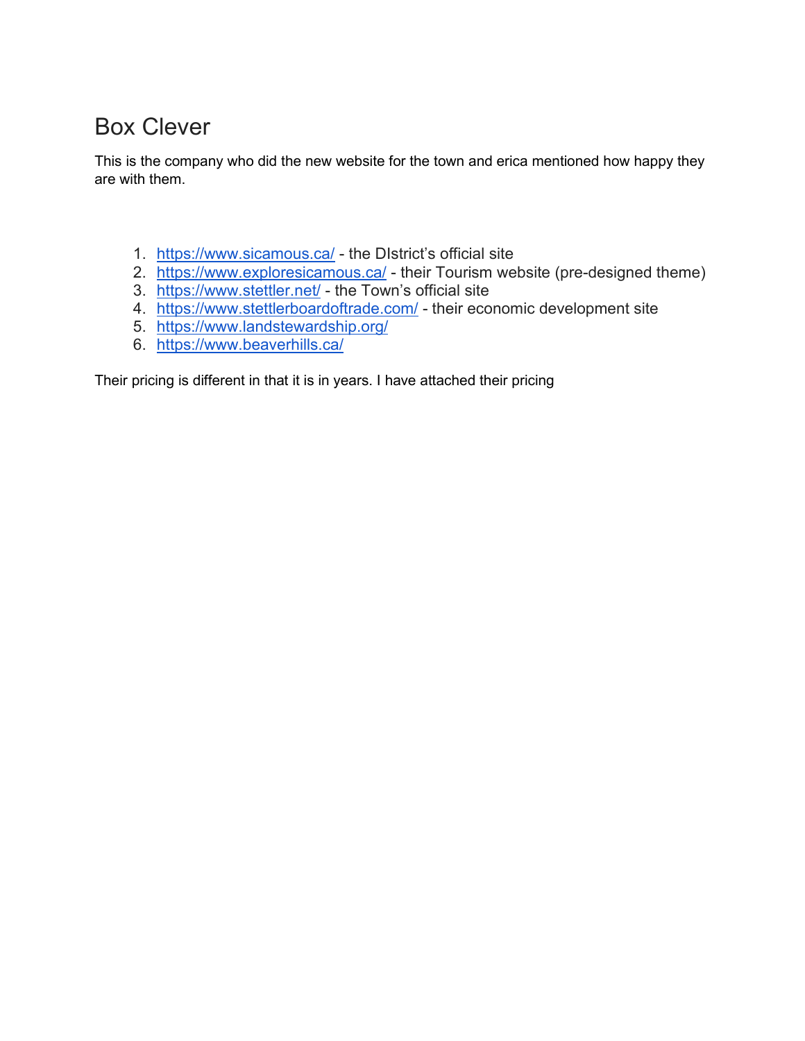# Box Clever

This is the company who did the new website for the town and erica mentioned how happy they are with them.

1. [https://www.sicamous.ca/](https://www.sicamous.ca/) - the DIstrict's official site
2. [https://www.exploresicamous.ca/](https://www.exploresicamous.ca/) - their Tourism website (pre-designed theme)
3. [https://www.stettler.net/](https://www.stettler.net/) - the Town's official site
4. [https://www.stettlerboardoftrade.com/](https://www.stettlerboardoftrade.com/) - their economic development site
5. [https://www.landstewardship.org/](https://www.landstewardship.org/)
6. [https://www.beaverhills.ca/](https://www.beaverhills.ca/)

Their pricing is different in that it is in years. I have attached their pricing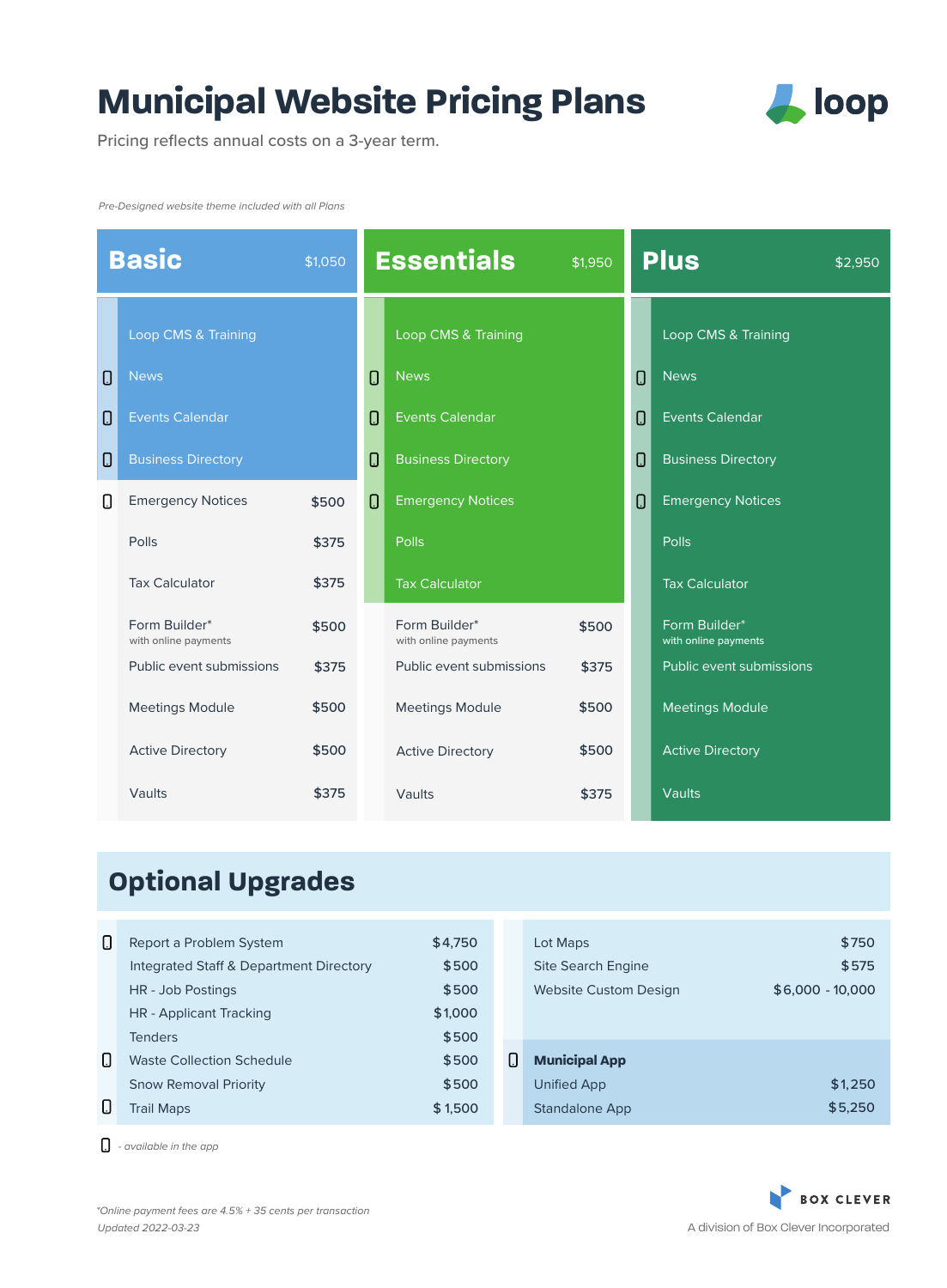# Municipal Website Pricing Plans

Pricing reflects annual costs on a 3-year term.

loop

*Pre-Designed website theme included with all Plans*

| Feature | App | Basic ($1,050) | Essentials ($1,950) | Plus ($2,950) |
|---|---|---|---|---|
| Loop CMS & Training | | Included | Included | Included |
| News | 📱 | Included | Included | Included |
| Events Calendar | 📱 | Included | Included | Included |
| Business Directory | 📱 | Included | Included | Included |
| Emergency Notices | 📱 | $500 | Included | Included |
| Polls | | $375 | Included | Included |
| Tax Calculator | | $375 | Included | Included |
| Form Builder* with online payments | | $500 | $500 | Included |
| Public event submissions | | $375 | $375 | Included |
| Meetings Module | | $500 | $500 | Included |
| Active Directory | | $500 | $500 | Included |
| Vaults | | $375 | $375 | Included |

## Optional Upgrades

| Upgrade | Price |
|---|---|
| 📱 Report a Problem System | $4,750 |
| Integrated Staff & Department Directory | $500 |
| HR - Job Postings | $500 |
| HR - Applicant Tracking | $1,000 |
| Tenders | $500 |
| 📱 Waste Collection Schedule | $500 |
| Snow Removal Priority | $500 |
| 📱 Trail Maps | $1,500 |
| Lot Maps | $750 |
| Site Search Engine | $575 |
| Website Custom Design | $6,000 - 10,000 |

| 📱 **Municipal App** | |
|---|---|
| Unified App | $1,250 |
| Standalone App | $5,250 |

📱 *- available in the app*

*\*Online payment fees are 4.5% + 35 cents per transaction*

*Updated 2022-03-23*

BOX CLEVER

A division of Box Clever Incorporated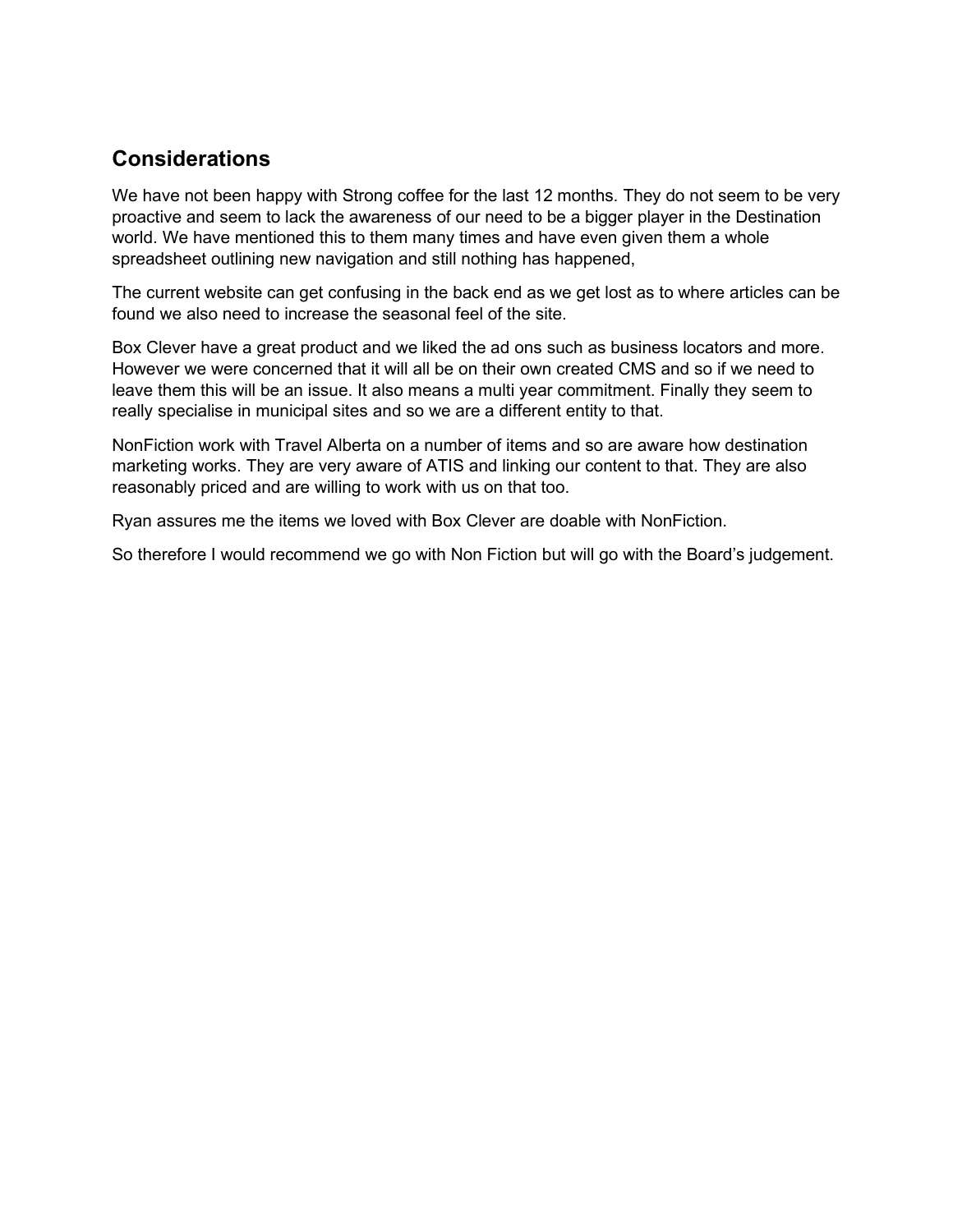## Considerations

We have not been happy with Strong coffee for the last 12 months. They do not seem to be very proactive and seem to lack the awareness of our need to be a bigger player in the Destination world. We have mentioned this to them many times and have even given them a whole spreadsheet outlining new navigation and still nothing has happened,

The current website can get confusing in the back end as we get lost as to where articles can be found we also need to increase the seasonal feel of the site.

Box Clever have a great product and we liked the ad ons such as business locators and more. However we were concerned that it will all be on their own created CMS and so if we need to leave them this will be an issue. It also means a multi year commitment. Finally they seem to really specialise in municipal sites and so we are a different entity to that.

NonFiction work with Travel Alberta on a number of items and so are aware how destination marketing works. They are very aware of ATIS and linking our content to that. They are also reasonably priced and are willing to work with us on that too.

Ryan assures me the items we loved with Box Clever are doable with NonFiction.

So therefore I would recommend we go with Non Fiction but will go with the Board's judgement.